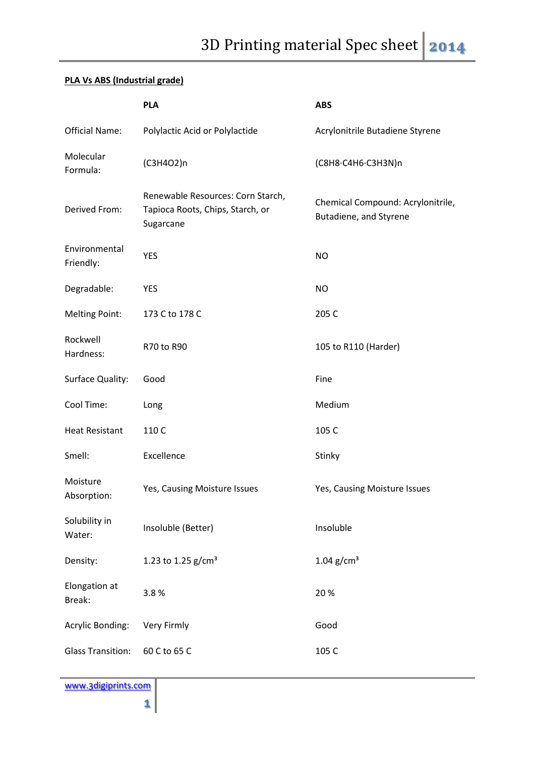# 3D Printing material Spec sheet 2014

**PLA Vs ABS (Industrial grade)**

| | **PLA** | **ABS** |
|---|---|---|
| Official Name: | Polylactic Acid or Polylactide | Acrylonitrile Butadiene Styrene |
| Molecular Formula: | $(C_3H_4O_2)_n$ | $(C_8H_8 \cdot C_4H_6 \cdot C_3H_3N)_n$ |
| Derived From: | Renewable Resources: Corn Starch, Tapioca Roots, Chips, Starch, or Sugarcane | Chemical Compound: Acrylonitrile, Butadiene, and Styrene |
| Environmental Friendly: | YES | NO |
| Degradable: | YES | NO |
| Melting Point: | 173 C to 178 C | 205 C |
| Rockwell Hardness: | R70 to R90 | 105 to R110 (Harder) |
| Surface Quality: | Good | Fine |
| Cool Time: | Long | Medium |
| Heat Resistant | 110 C | 105 C |
| Smell: | Excellence | Stinky |
| Moisture Absorption: | Yes, Causing Moisture Issues | Yes, Causing Moisture Issues |
| Solubility in Water: | Insoluble (Better) | Insoluble |
| Density: | 1.23 to 1.25 g/cm$^3$ | 1.04 g/cm$^3$ |
| Elongation at Break: | 3.8 % | 20 % |
| Acrylic Bonding: | Very Firmly | Good |
| Glass Transition: | 60 C to 65 C | 105 C |

www.3digiprints.com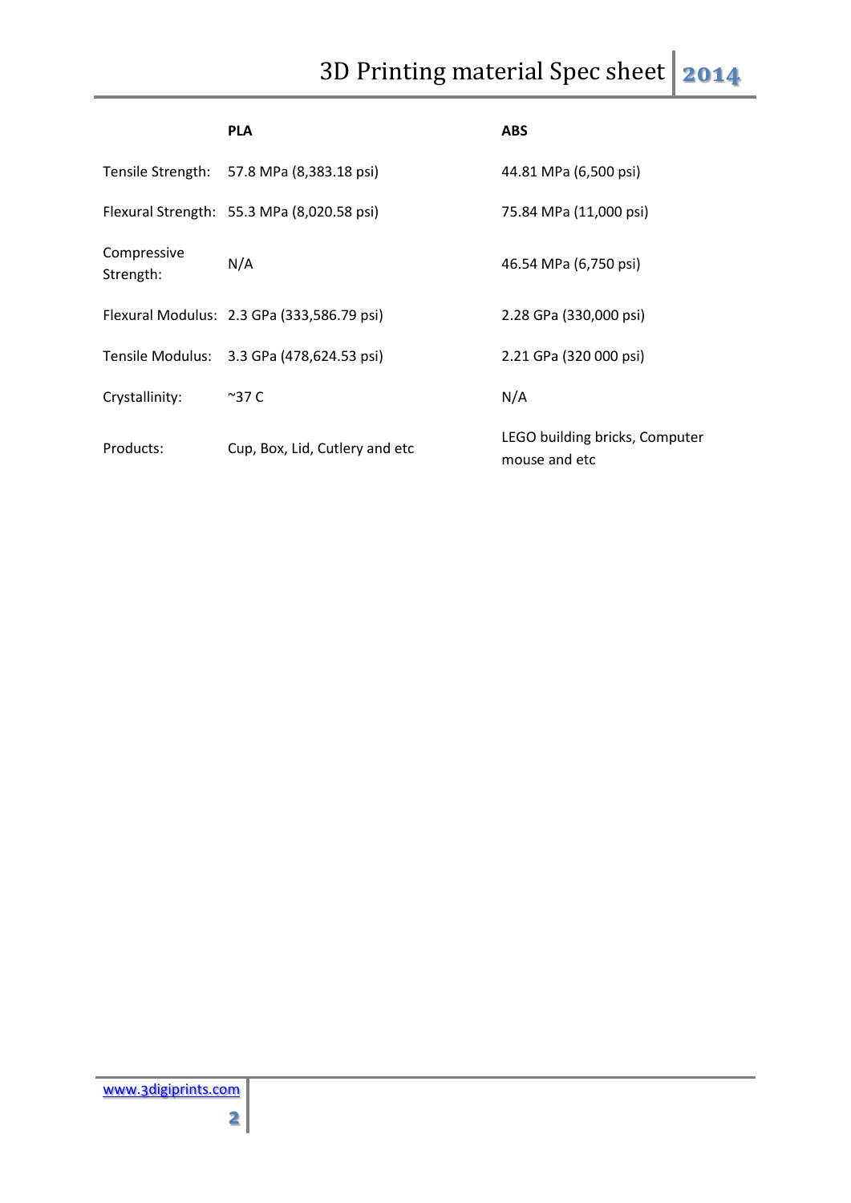| | PLA | ABS |
|---|---|---|
| Tensile Strength: | 57.8 MPa (8,383.18 psi) | 44.81 MPa (6,500 psi) |
| Flexural Strength: | 55.3 MPa (8,020.58 psi) | 75.84 MPa (11,000 psi) |
| Compressive Strength: | N/A | 46.54 MPa (6,750 psi) |
| Flexural Modulus: | 2.3 GPa (333,586.79 psi) | 2.28 GPa (330,000 psi) |
| Tensile Modulus: | 3.3 GPa (478,624.53 psi) | 2.21 GPa (320 000 psi) |
| Crystallinity: | ~37 C | N/A |
| Products: | Cup, Box, Lid, Cutlery and etc | LEGO building bricks, Computer mouse and etc |